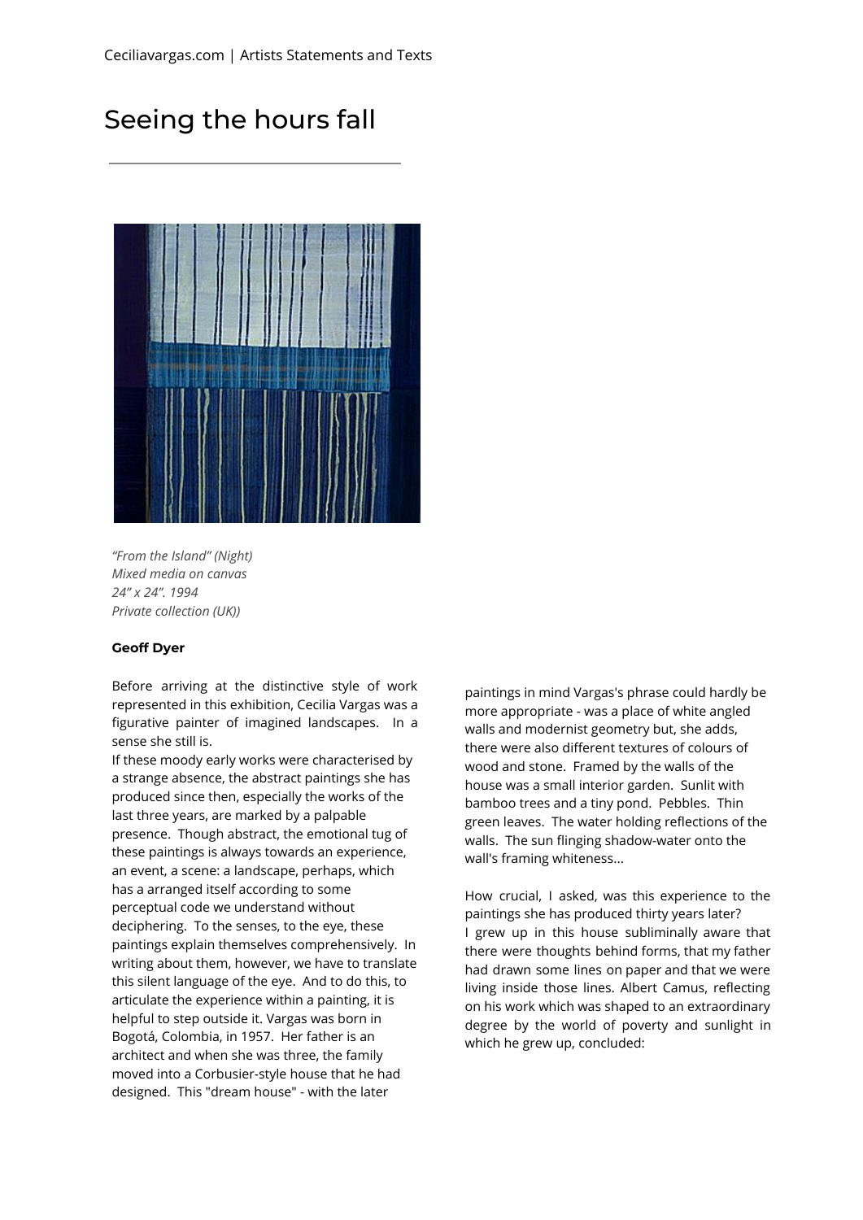# Seeing the hours fall

*"From the Island" (Night)*
*Mixed media on canvas*
*24" x 24". 1994*
*Private collection (UK))*

**Geoff Dyer**

Before arriving at the distinctive style of work represented in this exhibition, Cecilia Vargas was a figurative painter of imagined landscapes. In a sense she still is.

If these moody early works were characterised by a strange absence, the abstract paintings she has produced since then, especially the works of the last three years, are marked by a palpable presence. Though abstract, the emotional tug of these paintings is always towards an experience, an event, a scene: a landscape, perhaps, which has a arranged itself according to some perceptual code we understand without deciphering. To the senses, to the eye, these paintings explain themselves comprehensively. In writing about them, however, we have to translate this silent language of the eye. And to do this, to articulate the experience within a painting, it is helpful to step outside it. Vargas was born in Bogotá, Colombia, in 1957. Her father is an architect and when she was three, the family moved into a Corbusier-style house that he had designed. This "dream house" - with the later paintings in mind Vargas's phrase could hardly be more appropriate - was a place of white angled walls and modernist geometry but, she adds, there were also different textures of colours of wood and stone. Framed by the walls of the house was a small interior garden. Sunlit with bamboo trees and a tiny pond. Pebbles. Thin green leaves. The water holding reflections of the walls. The sun flinging shadow-water onto the wall's framing whiteness...

How crucial, I asked, was this experience to the paintings she has produced thirty years later?

I grew up in this house subliminally aware that there were thoughts behind forms, that my father had drawn some lines on paper and that we were living inside those lines. Albert Camus, reflecting on his work which was shaped to an extraordinary degree by the world of poverty and sunlight in which he grew up, concluded: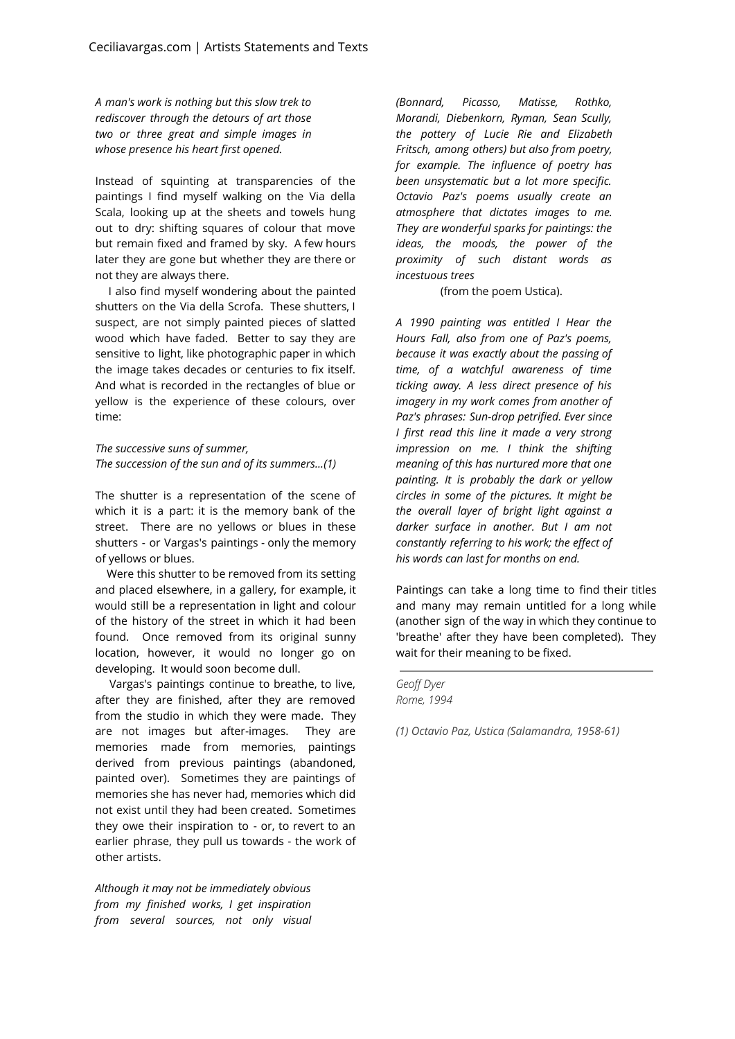*A man's work is nothing but this slow trek to rediscover through the detours of art those two or three great and simple images in whose presence his heart first opened.*

Instead of squinting at transparencies of the paintings I find myself walking on the Via della Scala, looking up at the sheets and towels hung out to dry: shifting squares of colour that move but remain fixed and framed by sky. A few hours later they are gone but whether they are there or not they are always there.

I also find myself wondering about the painted shutters on the Via della Scrofa. These shutters, I suspect, are not simply painted pieces of slatted wood which have faded. Better to say they are sensitive to light, like photographic paper in which the image takes decades or centuries to fix itself. And what is recorded in the rectangles of blue or yellow is the experience of these colours, over time:

*The successive suns of summer,*
*The succession of the sun and of its summers...(1)*

The shutter is a representation of the scene of which it is a part: it is the memory bank of the street. There are no yellows or blues in these shutters - or Vargas's paintings - only the memory of yellows or blues.

Were this shutter to be removed from its setting and placed elsewhere, in a gallery, for example, it would still be a representation in light and colour of the history of the street in which it had been found. Once removed from its original sunny location, however, it would no longer go on developing. It would soon become dull.

Vargas's paintings continue to breathe, to live, after they are finished, after they are removed from the studio in which they were made. They are not images but after-images. They are memories made from memories, paintings derived from previous paintings (abandoned, painted over). Sometimes they are paintings of memories she has never had, memories which did not exist until they had been created. Sometimes they owe their inspiration to - or, to revert to an earlier phrase, they pull us towards - the work of other artists.

*Although it may not be immediately obvious from my finished works, I get inspiration from several sources, not only visual (Bonnard, Picasso, Matisse, Rothko, Morandi, Diebenkorn, Ryman, Sean Scully, the pottery of Lucie Rie and Elizabeth Fritsch, among others) but also from poetry, for example. The influence of poetry has been unsystematic but a lot more specific. Octavio Paz's poems usually create an atmosphere that dictates images to me. They are wonderful sparks for paintings: the ideas, the moods, the power of the proximity of such distant words as incestuous trees*

(from the poem Ustica).

*A 1990 painting was entitled I Hear the Hours Fall, also from one of Paz's poems, because it was exactly about the passing of time, of a watchful awareness of time ticking away. A less direct presence of his imagery in my work comes from another of Paz's phrases: Sun-drop petrified. Ever since I first read this line it made a very strong impression on me. I think the shifting meaning of this has nurtured more that one painting. It is probably the dark or yellow circles in some of the pictures. It might be the overall layer of bright light against a darker surface in another. But I am not constantly referring to his work; the effect of his words can last for months on end.*

Paintings can take a long time to find their titles and many may remain untitled for a long while (another sign of the way in which they continue to 'breathe' after they have been completed). They wait for their meaning to be fixed.

---

*Geoff Dyer*
*Rome, 1994*

*(1) Octavio Paz, Ustica (Salamandra, 1958-61)*